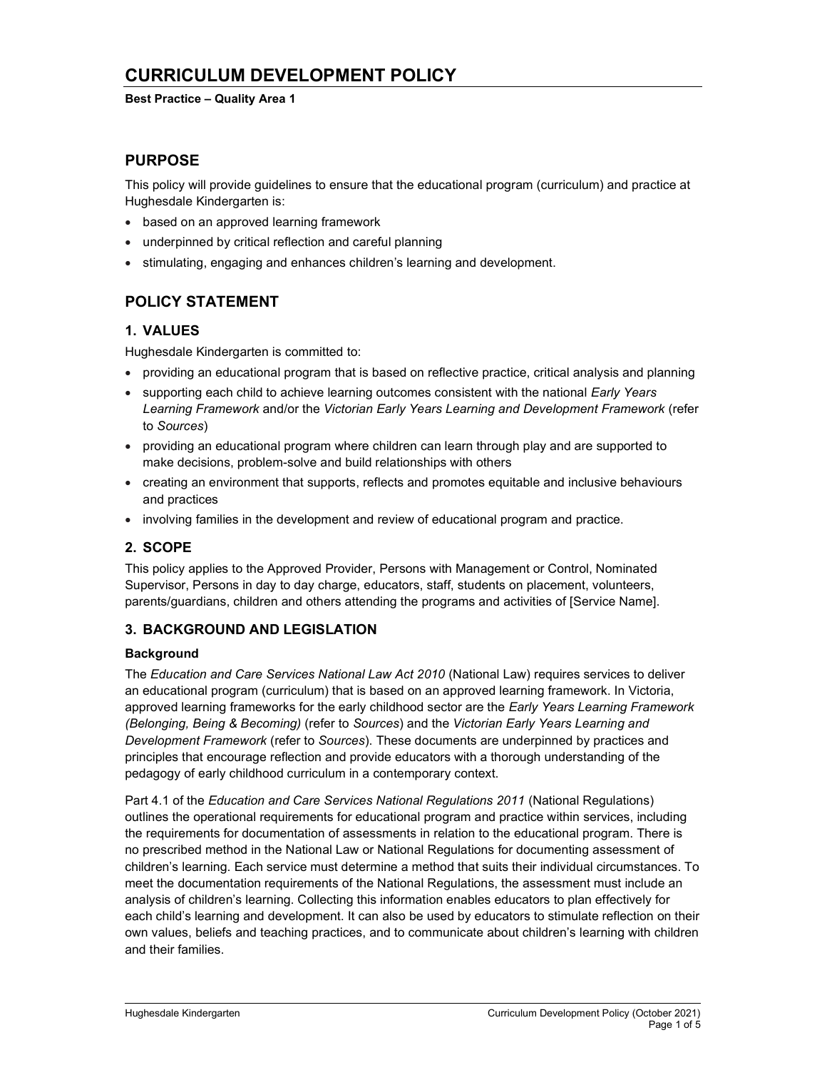# CURRICULUM DEVELOPMENT POLICY

**Best Practice – Quality Area 1**

## PURPOSE

This policy will provide guidelines to ensure that the educational program (curriculum) and practice at Hughesdale Kindergarten is:

- based on an approved learning framework
- underpinned by critical reflection and careful planning
- stimulating, engaging and enhances children's learning and development.

## POLICY STATEMENT

### 1. VALUES

Hughesdale Kindergarten is committed to:

- providing an educational program that is based on reflective practice, critical analysis and planning
- supporting each child to achieve learning outcomes consistent with the national *Early Years Learning Framework* and/or the *Victorian Early Years Learning and Development Framework* (refer to *Sources*)
- providing an educational program where children can learn through play and are supported to make decisions, problem-solve and build relationships with others
- creating an environment that supports, reflects and promotes equitable and inclusive behaviours and practices
- involving families in the development and review of educational program and practice.

### 2. SCOPE

This policy applies to the Approved Provider, Persons with Management or Control, Nominated Supervisor, Persons in day to day charge, educators, staff, students on placement, volunteers, parents/guardians, children and others attending the programs and activities of [Service Name].

### 3. BACKGROUND AND LEGISLATION

#### Background

The *Education and Care Services National Law Act 2010* (National Law) requires services to deliver an educational program (curriculum) that is based on an approved learning framework. In Victoria, approved learning frameworks for the early childhood sector are the *Early Years Learning Framework (Belonging, Being & Becoming)* (refer to *Sources*) and the *Victorian Early Years Learning and Development Framework* (refer to *Sources*). These documents are underpinned by practices and principles that encourage reflection and provide educators with a thorough understanding of the pedagogy of early childhood curriculum in a contemporary context.

Part 4.1 of the *Education and Care Services National Regulations 2011* (National Regulations) outlines the operational requirements for educational program and practice within services, including the requirements for documentation of assessments in relation to the educational program. There is no prescribed method in the National Law or National Regulations for documenting assessment of children's learning. Each service must determine a method that suits their individual circumstances. To meet the documentation requirements of the National Regulations, the assessment must include an analysis of children's learning. Collecting this information enables educators to plan effectively for each child's learning and development. It can also be used by educators to stimulate reflection on their own values, beliefs and teaching practices, and to communicate about children's learning with children and their families.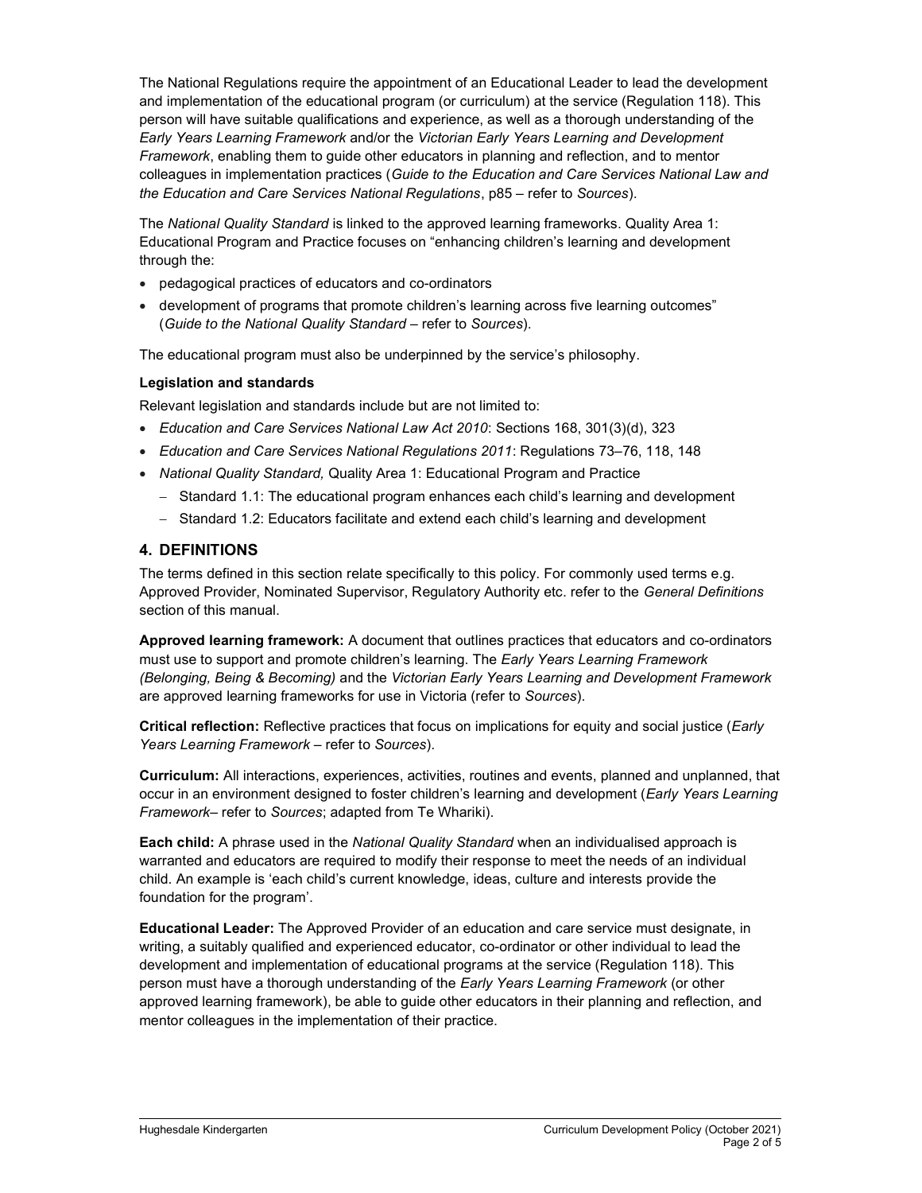The National Regulations require the appointment of an Educational Leader to lead the development and implementation of the educational program (or curriculum) at the service (Regulation 118). This person will have suitable qualifications and experience, as well as a thorough understanding of the *Early Years Learning Framework* and/or the *Victorian Early Years Learning and Development Framework*, enabling them to guide other educators in planning and reflection, and to mentor colleagues in implementation practices (*Guide to the Education and Care Services National Law and the Education and Care Services National Regulations*, p85 – refer to *Sources*).

The *National Quality Standard* is linked to the approved learning frameworks. Quality Area 1: Educational Program and Practice focuses on "enhancing children's learning and development through the:

- pedagogical practices of educators and co-ordinators
- development of programs that promote children's learning across five learning outcomes" (*Guide to the National Quality Standard* – refer to *Sources*).

The educational program must also be underpinned by the service's philosophy.

**Legislation and standards**

Relevant legislation and standards include but are not limited to:

- *Education and Care Services National Law Act 2010*: Sections 168, 301(3)(d), 323
- *Education and Care Services National Regulations 2011*: Regulations 73–76, 118, 148
- *National Quality Standard,* Quality Area 1: Educational Program and Practice
  - Standard 1.1: The educational program enhances each child's learning and development
  - Standard 1.2: Educators facilitate and extend each child's learning and development

## 4. DEFINITIONS

The terms defined in this section relate specifically to this policy. For commonly used terms e.g. Approved Provider, Nominated Supervisor, Regulatory Authority etc. refer to the *General Definitions* section of this manual.

**Approved learning framework:** A document that outlines practices that educators and co-ordinators must use to support and promote children's learning. The *Early Years Learning Framework (Belonging, Being & Becoming)* and the *Victorian Early Years Learning and Development Framework* are approved learning frameworks for use in Victoria (refer to *Sources*).

**Critical reflection:** Reflective practices that focus on implications for equity and social justice (*Early Years Learning Framework* – refer to *Sources*).

**Curriculum:** All interactions, experiences, activities, routines and events, planned and unplanned, that occur in an environment designed to foster children's learning and development (*Early Years Learning Framework*– refer to *Sources*; adapted from Te Whariki).

**Each child:** A phrase used in the *National Quality Standard* when an individualised approach is warranted and educators are required to modify their response to meet the needs of an individual child. An example is 'each child's current knowledge, ideas, culture and interests provide the foundation for the program'.

**Educational Leader:** The Approved Provider of an education and care service must designate, in writing, a suitably qualified and experienced educator, co-ordinator or other individual to lead the development and implementation of educational programs at the service (Regulation 118). This person must have a thorough understanding of the *Early Years Learning Framework* (or other approved learning framework), be able to guide other educators in their planning and reflection, and mentor colleagues in the implementation of their practice.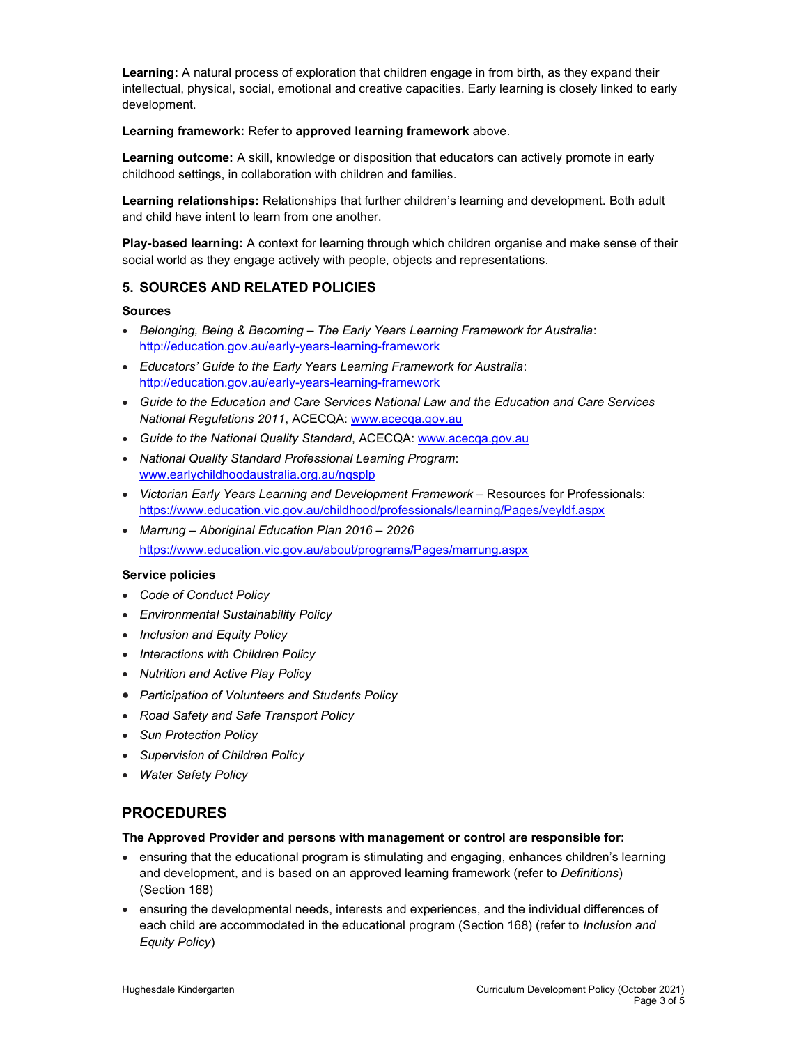**Learning:** A natural process of exploration that children engage in from birth, as they expand their intellectual, physical, social, emotional and creative capacities. Early learning is closely linked to early development.

**Learning framework:** Refer to **approved learning framework** above.

**Learning outcome:** A skill, knowledge or disposition that educators can actively promote in early childhood settings, in collaboration with children and families.

**Learning relationships:** Relationships that further children's learning and development. Both adult and child have intent to learn from one another.

**Play-based learning:** A context for learning through which children organise and make sense of their social world as they engage actively with people, objects and representations.

## 5. SOURCES AND RELATED POLICIES

**Sources**

- *Belonging, Being & Becoming – The Early Years Learning Framework for Australia*: http://education.gov.au/early-years-learning-framework
- *Educators' Guide to the Early Years Learning Framework for Australia*: http://education.gov.au/early-years-learning-framework
- *Guide to the Education and Care Services National Law and the Education and Care Services National Regulations 2011*, ACECQA: www.acecqa.gov.au
- *Guide to the National Quality Standard*, ACECQA: www.acecqa.gov.au
- *National Quality Standard Professional Learning Program*: www.earlychildhoodaustralia.org.au/nqsplp
- *Victorian Early Years Learning and Development Framework* – Resources for Professionals: https://www.education.vic.gov.au/childhood/professionals/learning/Pages/veyldf.aspx
- *Marrung – Aboriginal Education Plan 2016 – 2026* https://www.education.vic.gov.au/about/programs/Pages/marrung.aspx

**Service policies**

- *Code of Conduct Policy*
- *Environmental Sustainability Policy*
- *Inclusion and Equity Policy*
- *Interactions with Children Policy*
- *Nutrition and Active Play Policy*
- *Participation of Volunteers and Students Policy*
- *Road Safety and Safe Transport Policy*
- *Sun Protection Policy*
- *Supervision of Children Policy*
- *Water Safety Policy*

# PROCEDURES

**The Approved Provider and persons with management or control are responsible for:**

- ensuring that the educational program is stimulating and engaging, enhances children's learning and development, and is based on an approved learning framework (refer to *Definitions*) (Section 168)
- ensuring the developmental needs, interests and experiences, and the individual differences of each child are accommodated in the educational program (Section 168) (refer to *Inclusion and Equity Policy*)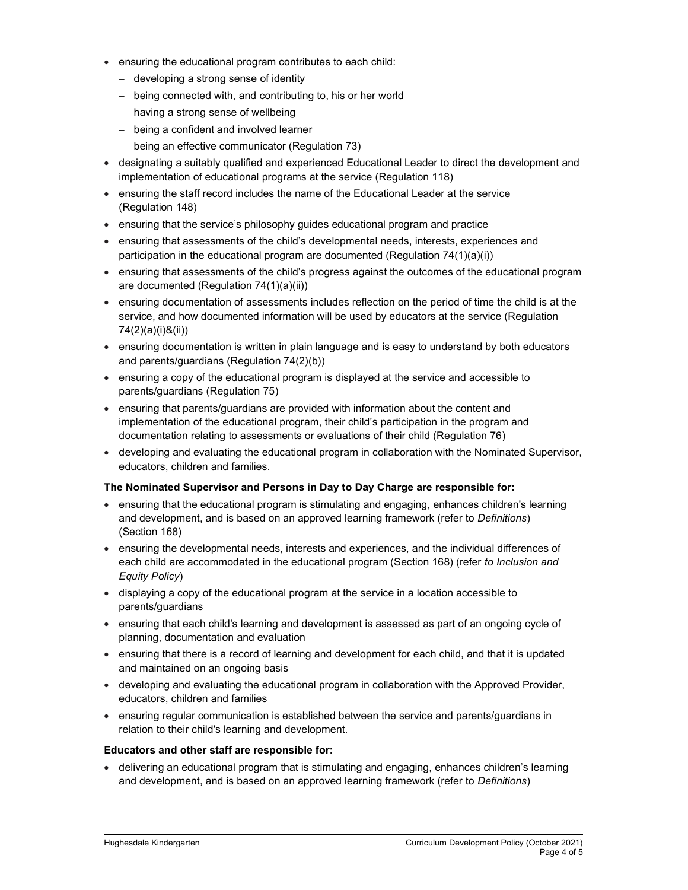- ensuring the educational program contributes to each child:
  - developing a strong sense of identity
  - being connected with, and contributing to, his or her world
  - having a strong sense of wellbeing
  - being a confident and involved learner
  - being an effective communicator (Regulation 73)
- designating a suitably qualified and experienced Educational Leader to direct the development and implementation of educational programs at the service (Regulation 118)
- ensuring the staff record includes the name of the Educational Leader at the service (Regulation 148)
- ensuring that the service's philosophy guides educational program and practice
- ensuring that assessments of the child's developmental needs, interests, experiences and participation in the educational program are documented (Regulation 74(1)(a)(i))
- ensuring that assessments of the child's progress against the outcomes of the educational program are documented (Regulation 74(1)(a)(ii))
- ensuring documentation of assessments includes reflection on the period of time the child is at the service, and how documented information will be used by educators at the service (Regulation 74(2)(a)(i)&(ii))
- ensuring documentation is written in plain language and is easy to understand by both educators and parents/guardians (Regulation 74(2)(b))
- ensuring a copy of the educational program is displayed at the service and accessible to parents/guardians (Regulation 75)
- ensuring that parents/guardians are provided with information about the content and implementation of the educational program, their child's participation in the program and documentation relating to assessments or evaluations of their child (Regulation 76)
- developing and evaluating the educational program in collaboration with the Nominated Supervisor, educators, children and families.

**The Nominated Supervisor and Persons in Day to Day Charge are responsible for:**

- ensuring that the educational program is stimulating and engaging, enhances children's learning and development, and is based on an approved learning framework (refer to *Definitions*) (Section 168)
- ensuring the developmental needs, interests and experiences, and the individual differences of each child are accommodated in the educational program (Section 168) (refer *to Inclusion and Equity Policy*)
- displaying a copy of the educational program at the service in a location accessible to parents/guardians
- ensuring that each child's learning and development is assessed as part of an ongoing cycle of planning, documentation and evaluation
- ensuring that there is a record of learning and development for each child, and that it is updated and maintained on an ongoing basis
- developing and evaluating the educational program in collaboration with the Approved Provider, educators, children and families
- ensuring regular communication is established between the service and parents/guardians in relation to their child's learning and development.

**Educators and other staff are responsible for:**

- delivering an educational program that is stimulating and engaging, enhances children's learning and development, and is based on an approved learning framework (refer to *Definitions*)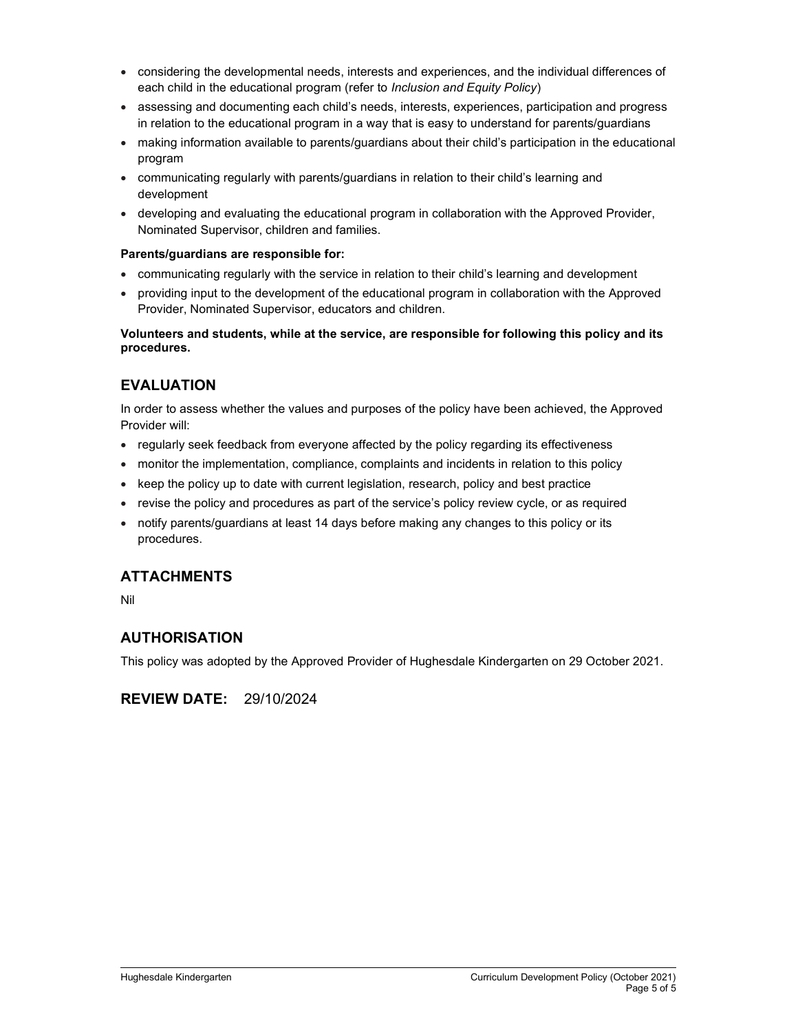- considering the developmental needs, interests and experiences, and the individual differences of each child in the educational program (refer to *Inclusion and Equity Policy*)
- assessing and documenting each child's needs, interests, experiences, participation and progress in relation to the educational program in a way that is easy to understand for parents/guardians
- making information available to parents/guardians about their child's participation in the educational program
- communicating regularly with parents/guardians in relation to their child's learning and development
- developing and evaluating the educational program in collaboration with the Approved Provider, Nominated Supervisor, children and families.

**Parents/guardians are responsible for:**

- communicating regularly with the service in relation to their child's learning and development
- providing input to the development of the educational program in collaboration with the Approved Provider, Nominated Supervisor, educators and children.

**Volunteers and students, while at the service, are responsible for following this policy and its procedures.**

## EVALUATION

In order to assess whether the values and purposes of the policy have been achieved, the Approved Provider will:

- regularly seek feedback from everyone affected by the policy regarding its effectiveness
- monitor the implementation, compliance, complaints and incidents in relation to this policy
- keep the policy up to date with current legislation, research, policy and best practice
- revise the policy and procedures as part of the service's policy review cycle, or as required
- notify parents/guardians at least 14 days before making any changes to this policy or its procedures.

## ATTACHMENTS

Nil

## AUTHORISATION

This policy was adopted by the Approved Provider of Hughesdale Kindergarten on 29 October 2021.

## REVIEW DATE: 29/10/2024